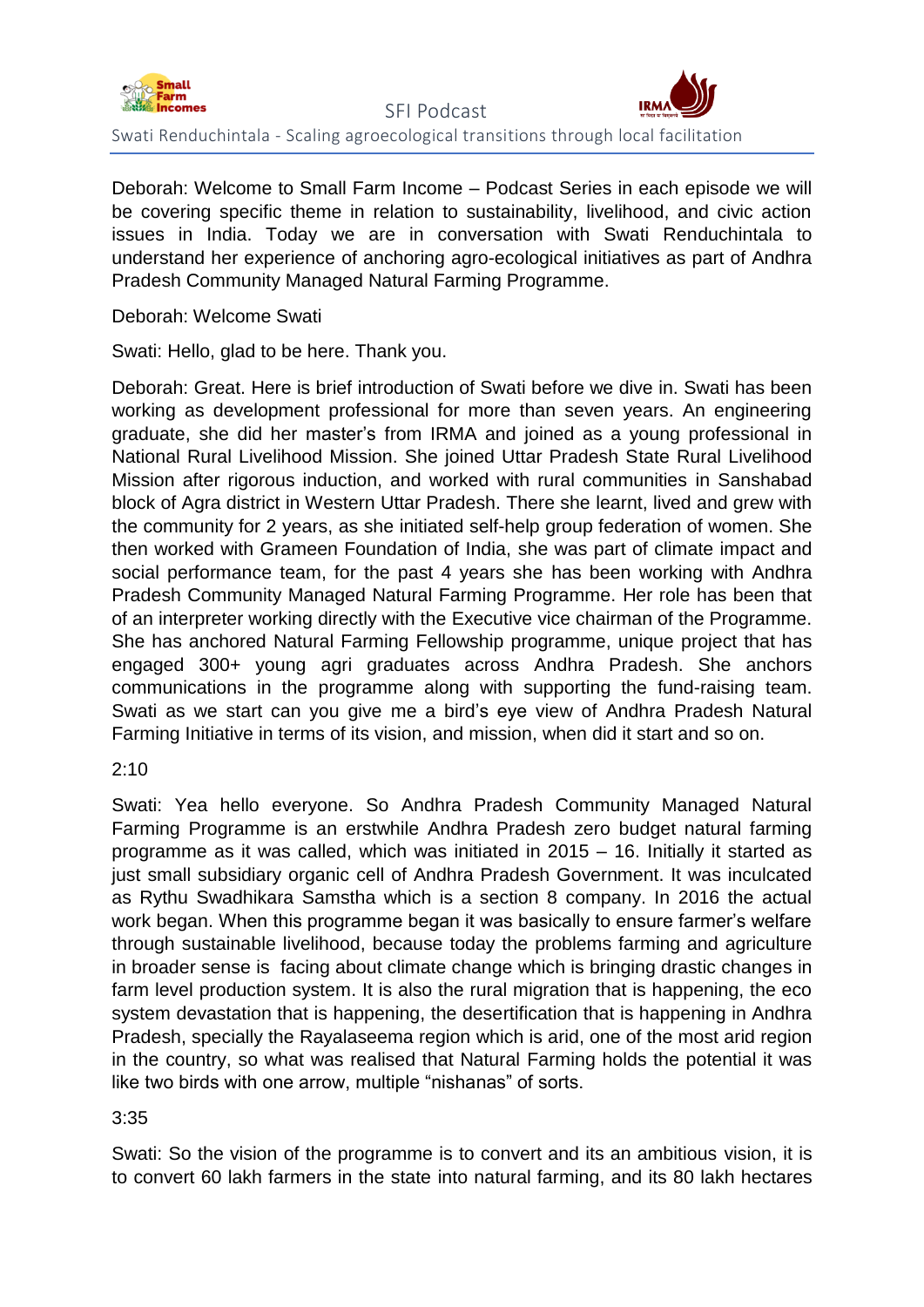Deborah: Welcome to Small Farm Income – Podcast Series in each episode we will be covering specific theme in relation to sustainability, livelihood, and civic action issues in India. Today we are in conversation with Swati Renduchintala to understand her experience of anchoring agro-ecological initiatives as part of Andhra Pradesh Community Managed Natural Farming Programme.

Deborah: Welcome Swati

Swati: Hello, glad to be here. Thank you.

Deborah: Great. Here is brief introduction of Swati before we dive in. Swati has been working as development professional for more than seven years. An engineering graduate, she did her master's from IRMA and joined as a young professional in National Rural Livelihood Mission. She joined Uttar Pradesh State Rural Livelihood Mission after rigorous induction, and worked with rural communities in Sanshabad block of Agra district in Western Uttar Pradesh. There she learnt, lived and grew with the community for 2 years, as she initiated self-help group federation of women. She then worked with Grameen Foundation of India, she was part of climate impact and social performance team, for the past 4 years she has been working with Andhra Pradesh Community Managed Natural Farming Programme. Her role has been that of an interpreter working directly with the Executive vice chairman of the Programme. She has anchored Natural Farming Fellowship programme, unique project that has engaged 300+ young agri graduates across Andhra Pradesh. She anchors communications in the programme along with supporting the fund-raising team. Swati as we start can you give me a bird's eye view of Andhra Pradesh Natural Farming Initiative in terms of its vision, and mission, when did it start and so on.

2:10

Swati: Yea hello everyone. So Andhra Pradesh Community Managed Natural Farming Programme is an erstwhile Andhra Pradesh zero budget natural farming programme as it was called, which was initiated in 2015 – 16. Initially it started as just small subsidiary organic cell of Andhra Pradesh Government. It was inculcated as Rythu Swadhikara Samstha which is a section 8 company. In 2016 the actual work began. When this programme began it was basically to ensure farmer's welfare through sustainable livelihood, because today the problems farming and agriculture in broader sense is facing about climate change which is bringing drastic changes in farm level production system. It is also the rural migration that is happening, the eco system devastation that is happening, the desertification that is happening in Andhra Pradesh, specially the Rayalaseema region which is arid, one of the most arid region in the country, so what was realised that Natural Farming holds the potential it was like two birds with one arrow, multiple "nishanas" of sorts.

3:35

Swati: So the vision of the programme is to convert and its an ambitious vision, it is to convert 60 lakh farmers in the state into natural farming, and its 80 lakh hectares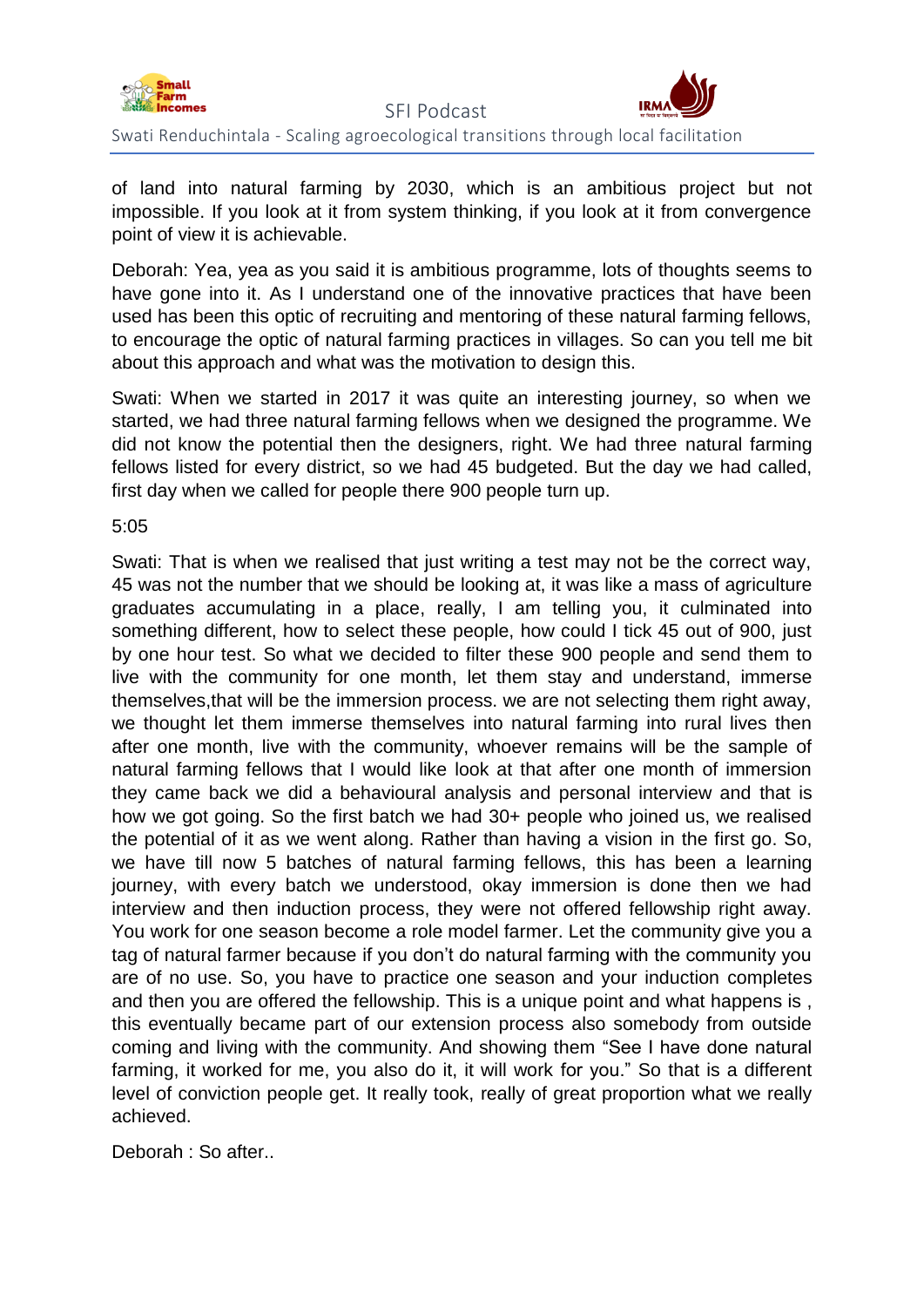of land into natural farming by 2030, which is an ambitious project but not impossible. If you look at it from system thinking, if you look at it from convergence point of view it is achievable.

Deborah: Yea, yea as you said it is ambitious programme, lots of thoughts seems to have gone into it. As I understand one of the innovative practices that have been used has been this optic of recruiting and mentoring of these natural farming fellows, to encourage the optic of natural farming practices in villages. So can you tell me bit about this approach and what was the motivation to design this.

Swati: When we started in 2017 it was quite an interesting journey, so when we started, we had three natural farming fellows when we designed the programme. We did not know the potential then the designers, right. We had three natural farming fellows listed for every district, so we had 45 budgeted. But the day we had called, first day when we called for people there 900 people turn up.

5:05

Swati: That is when we realised that just writing a test may not be the correct way, 45 was not the number that we should be looking at, it was like a mass of agriculture graduates accumulating in a place, really, I am telling you, it culminated into something different, how to select these people, how could I tick 45 out of 900, just by one hour test. So what we decided to filter these 900 people and send them to live with the community for one month, let them stay and understand, immerse themselves,that will be the immersion process. we are not selecting them right away, we thought let them immerse themselves into natural farming into rural lives then after one month, live with the community, whoever remains will be the sample of natural farming fellows that I would like look at that after one month of immersion they came back we did a behavioural analysis and personal interview and that is how we got going. So the first batch we had 30+ people who joined us, we realised the potential of it as we went along. Rather than having a vision in the first go. So, we have till now 5 batches of natural farming fellows, this has been a learning journey, with every batch we understood, okay immersion is done then we had interview and then induction process, they were not offered fellowship right away. You work for one season become a role model farmer. Let the community give you a tag of natural farmer because if you don't do natural farming with the community you are of no use. So, you have to practice one season and your induction completes and then you are offered the fellowship. This is a unique point and what happens is , this eventually became part of our extension process also somebody from outside coming and living with the community. And showing them "See I have done natural farming, it worked for me, you also do it, it will work for you." So that is a different level of conviction people get. It really took, really of great proportion what we really achieved.

Deborah : So after..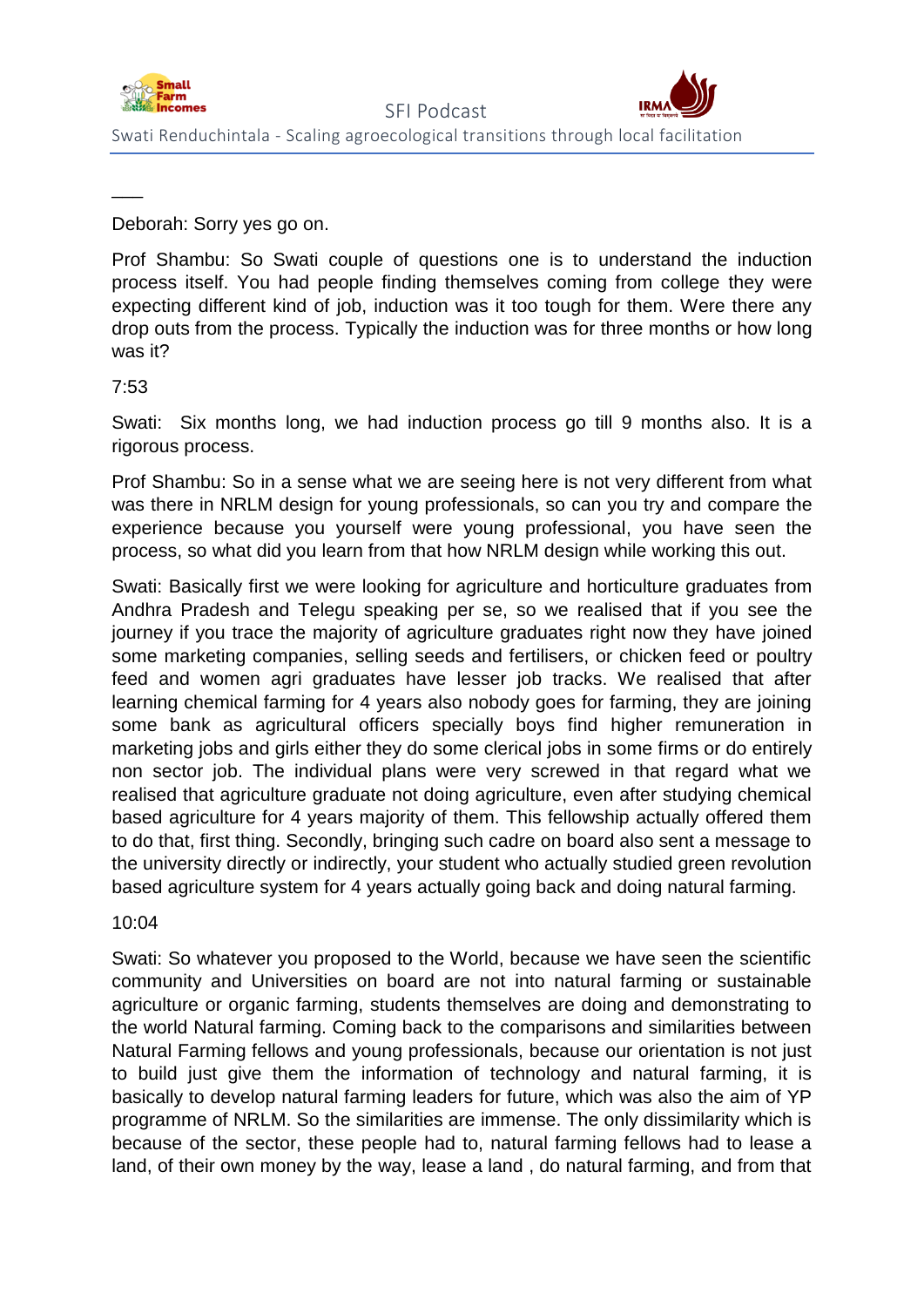___

Deborah: Sorry yes go on.

Prof Shambu: So Swati couple of questions one is to understand the induction process itself. You had people finding themselves coming from college they were expecting different kind of job, induction was it too tough for them. Were there any drop outs from the process. Typically the induction was for three months or how long was it?

7:53

Swati: Six months long, we had induction process go till 9 months also. It is a rigorous process.

Prof Shambu: So in a sense what we are seeing here is not very different from what was there in NRLM design for young professionals, so can you try and compare the experience because you yourself were young professional, you have seen the process, so what did you learn from that how NRLM design while working this out.

Swati: Basically first we were looking for agriculture and horticulture graduates from Andhra Pradesh and Telegu speaking per se, so we realised that if you see the journey if you trace the majority of agriculture graduates right now they have joined some marketing companies, selling seeds and fertilisers, or chicken feed or poultry feed and women agri graduates have lesser job tracks. We realised that after learning chemical farming for 4 years also nobody goes for farming, they are joining some bank as agricultural officers specially boys find higher remuneration in marketing jobs and girls either they do some clerical jobs in some firms or do entirely non sector job. The individual plans were very screwed in that regard what we realised that agriculture graduate not doing agriculture, even after studying chemical based agriculture for 4 years majority of them. This fellowship actually offered them to do that, first thing. Secondly, bringing such cadre on board also sent a message to the university directly or indirectly, your student who actually studied green revolution based agriculture system for 4 years actually going back and doing natural farming.

10:04

Swati: So whatever you proposed to the World, because we have seen the scientific community and Universities on board are not into natural farming or sustainable agriculture or organic farming, students themselves are doing and demonstrating to the world Natural farming. Coming back to the comparisons and similarities between Natural Farming fellows and young professionals, because our orientation is not just to build just give them the information of technology and natural farming, it is basically to develop natural farming leaders for future, which was also the aim of YP programme of NRLM. So the similarities are immense. The only dissimilarity which is because of the sector, these people had to, natural farming fellows had to lease a land, of their own money by the way, lease a land , do natural farming, and from that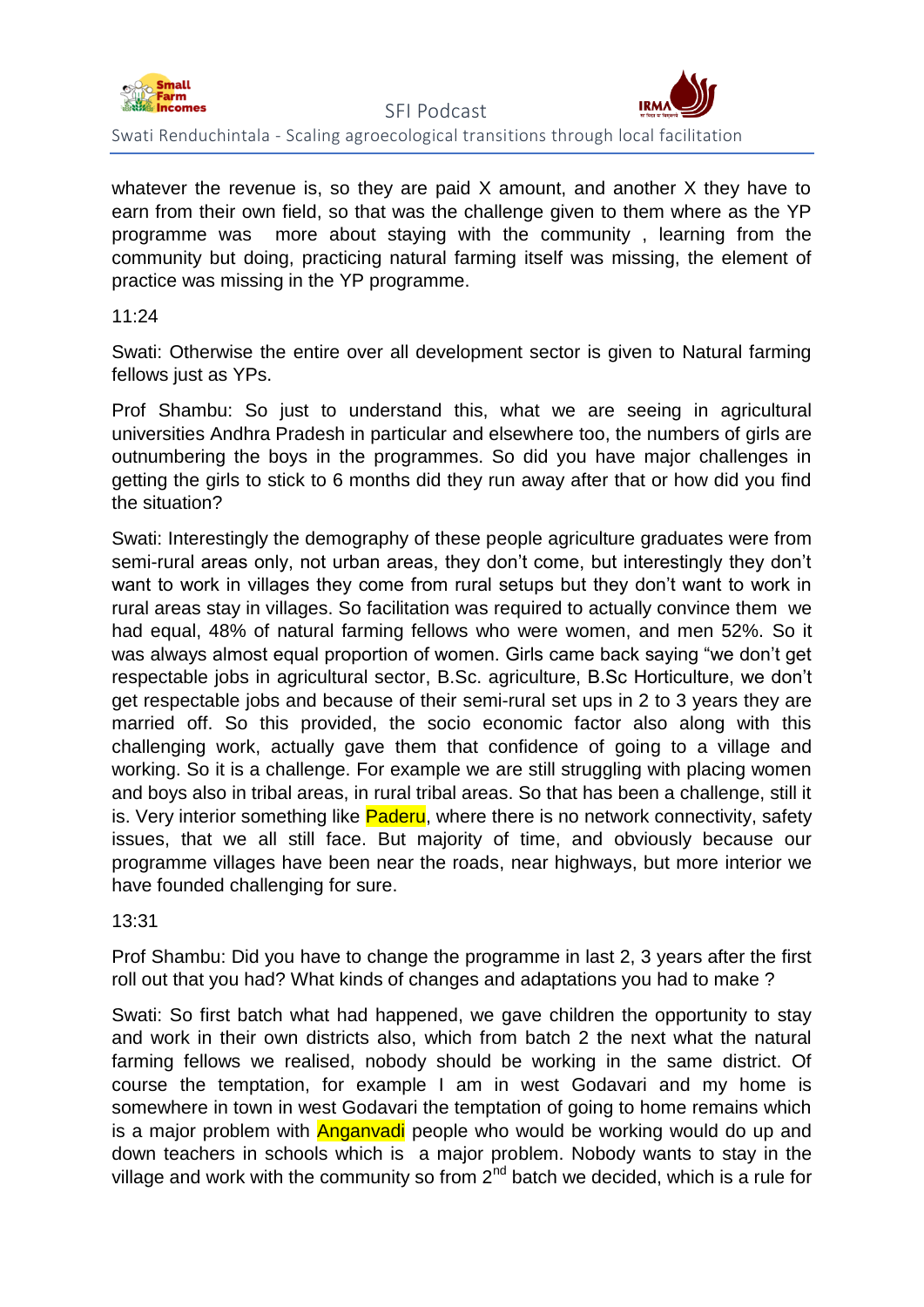whatever the revenue is, so they are paid X amount, and another X they have to earn from their own field, so that was the challenge given to them where as the YP programme was more about staying with the community , learning from the community but doing, practicing natural farming itself was missing, the element of practice was missing in the YP programme.

11:24

Swati: Otherwise the entire over all development sector is given to Natural farming fellows just as YPs.

Prof Shambu: So just to understand this, what we are seeing in agricultural universities Andhra Pradesh in particular and elsewhere too, the numbers of girls are outnumbering the boys in the programmes. So did you have major challenges in getting the girls to stick to 6 months did they run away after that or how did you find the situation?

Swati: Interestingly the demography of these people agriculture graduates were from semi-rural areas only, not urban areas, they don't come, but interestingly they don't want to work in villages they come from rural setups but they don't want to work in rural areas stay in villages. So facilitation was required to actually convince them we had equal, 48% of natural farming fellows who were women, and men 52%. So it was always almost equal proportion of women. Girls came back saying "we don't get respectable jobs in agricultural sector, B.Sc. agriculture, B.Sc Horticulture, we don't get respectable jobs and because of their semi-rural set ups in 2 to 3 years they are married off. So this provided, the socio economic factor also along with this challenging work, actually gave them that confidence of going to a village and working. So it is a challenge. For example we are still struggling with placing women and boys also in tribal areas, in rural tribal areas. So that has been a challenge, still it is. Very interior something like Paderu, where there is no network connectivity, safety issues, that we all still face. But majority of time, and obviously because our programme villages have been near the roads, near highways, but more interior we have founded challenging for sure.

13:31

Prof Shambu: Did you have to change the programme in last 2, 3 years after the first roll out that you had? What kinds of changes and adaptations you had to make ?

Swati: So first batch what had happened, we gave children the opportunity to stay and work in their own districts also, which from batch 2 the next what the natural farming fellows we realised, nobody should be working in the same district. Of course the temptation, for example I am in west Godavari and my home is somewhere in town in west Godavari the temptation of going to home remains which is a major problem with Anganvadi people who would be working would do up and down teachers in schools which is a major problem. Nobody wants to stay in the village and work with the community so from 2nd batch we decided, which is a rule for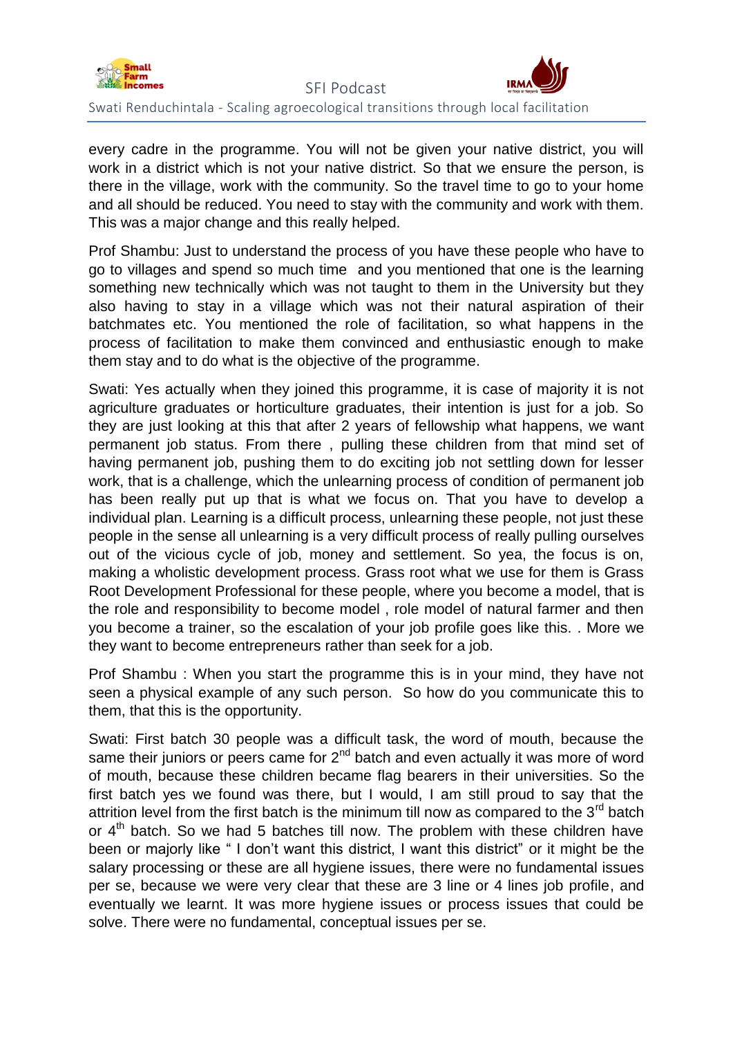every cadre in the programme. You will not be given your native district, you will work in a district which is not your native district. So that we ensure the person, is there in the village, work with the community. So the travel time to go to your home and all should be reduced. You need to stay with the community and work with them. This was a major change and this really helped.

Prof Shambu: Just to understand the process of you have these people who have to go to villages and spend so much time and you mentioned that one is the learning something new technically which was not taught to them in the University but they also having to stay in a village which was not their natural aspiration of their batchmates etc. You mentioned the role of facilitation, so what happens in the process of facilitation to make them convinced and enthusiastic enough to make them stay and to do what is the objective of the programme.

Swati: Yes actually when they joined this programme, it is case of majority it is not agriculture graduates or horticulture graduates, their intention is just for a job. So they are just looking at this that after 2 years of fellowship what happens, we want permanent job status. From there , pulling these children from that mind set of having permanent job, pushing them to do exciting job not settling down for lesser work, that is a challenge, which the unlearning process of condition of permanent job has been really put up that is what we focus on. That you have to develop a individual plan. Learning is a difficult process, unlearning these people, not just these people in the sense all unlearning is a very difficult process of really pulling ourselves out of the vicious cycle of job, money and settlement. So yea, the focus is on, making a wholistic development process. Grass root what we use for them is Grass Root Development Professional for these people, where you become a model, that is the role and responsibility to become model , role model of natural farmer and then you become a trainer, so the escalation of your job profile goes like this. . More we they want to become entrepreneurs rather than seek for a job.

Prof Shambu : When you start the programme this is in your mind, they have not seen a physical example of any such person. So how do you communicate this to them, that this is the opportunity.

Swati: First batch 30 people was a difficult task, the word of mouth, because the same their juniors or peers came for 2nd batch and even actually it was more of word of mouth, because these children became flag bearers in their universities. So the first batch yes we found was there, but I would, I am still proud to say that the attrition level from the first batch is the minimum till now as compared to the 3rd batch or 4th batch. So we had 5 batches till now. The problem with these children have been or majorly like " I don't want this district, I want this district" or it might be the salary processing or these are all hygiene issues, there were no fundamental issues per se, because we were very clear that these are 3 line or 4 lines job profile, and eventually we learnt. It was more hygiene issues or process issues that could be solve. There were no fundamental, conceptual issues per se.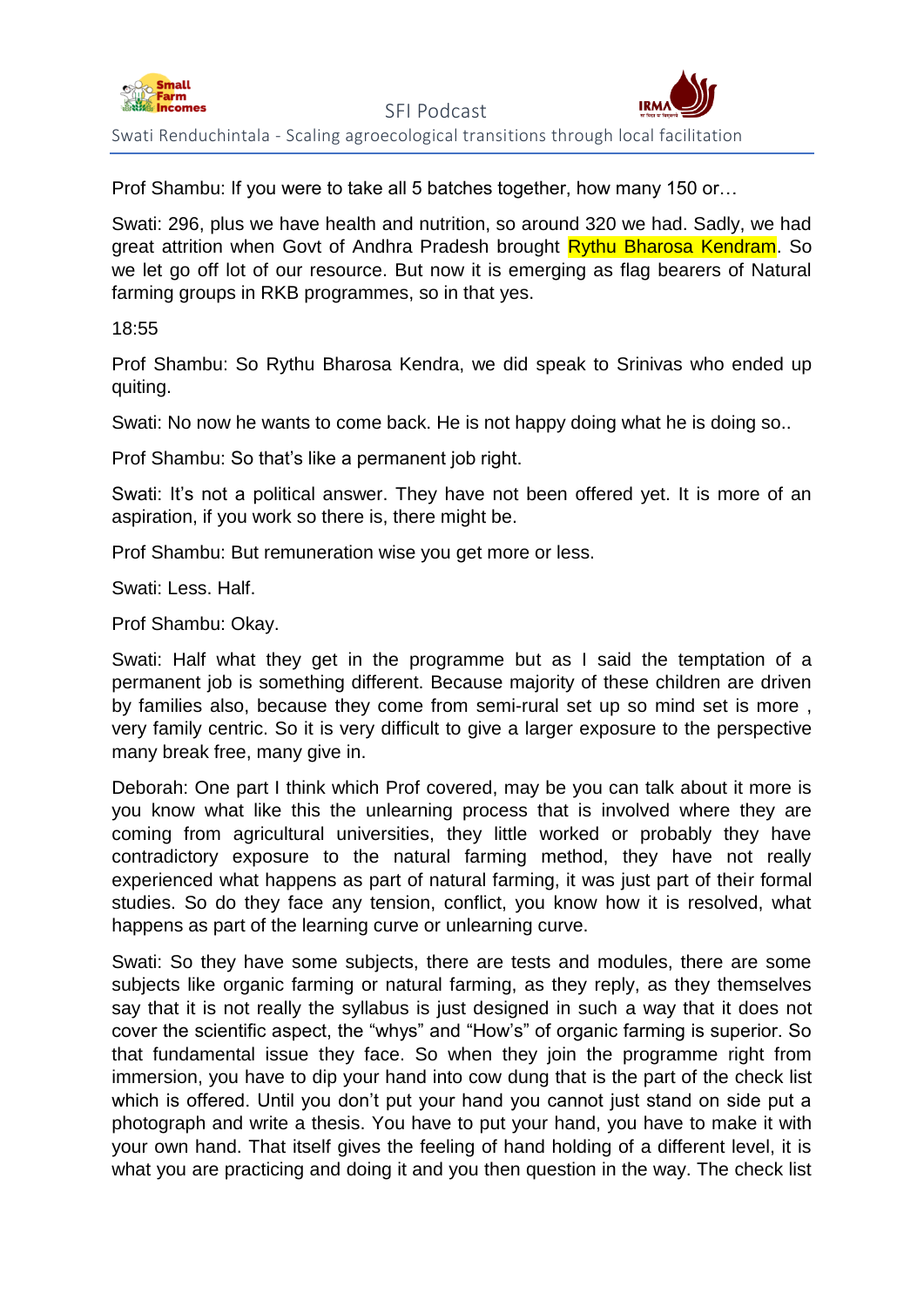Prof Shambu: If you were to take all 5 batches together, how many 150 or…

Swati: 296, plus we have health and nutrition, so around 320 we had. Sadly, we had great attrition when Govt of Andhra Pradesh brought Rythu Bharosa Kendram. So we let go off lot of our resource. But now it is emerging as flag bearers of Natural farming groups in RKB programmes, so in that yes.

18:55

Prof Shambu: So Rythu Bharosa Kendra, we did speak to Srinivas who ended up quiting.

Swati: No now he wants to come back. He is not happy doing what he is doing so..

Prof Shambu: So that's like a permanent job right.

Swati: It's not a political answer. They have not been offered yet. It is more of an aspiration, if you work so there is, there might be.

Prof Shambu: But remuneration wise you get more or less.

Swati: Less. Half.

Prof Shambu: Okay.

Swati: Half what they get in the programme but as I said the temptation of a permanent job is something different. Because majority of these children are driven by families also, because they come from semi-rural set up so mind set is more , very family centric. So it is very difficult to give a larger exposure to the perspective many break free, many give in.

Deborah: One part I think which Prof covered, may be you can talk about it more is you know what like this the unlearning process that is involved where they are coming from agricultural universities, they little worked or probably they have contradictory exposure to the natural farming method, they have not really experienced what happens as part of natural farming, it was just part of their formal studies. So do they face any tension, conflict, you know how it is resolved, what happens as part of the learning curve or unlearning curve.

Swati: So they have some subjects, there are tests and modules, there are some subjects like organic farming or natural farming, as they reply, as they themselves say that it is not really the syllabus is just designed in such a way that it does not cover the scientific aspect, the "whys" and "How's" of organic farming is superior. So that fundamental issue they face. So when they join the programme right from immersion, you have to dip your hand into cow dung that is the part of the check list which is offered. Until you don't put your hand you cannot just stand on side put a photograph and write a thesis. You have to put your hand, you have to make it with your own hand. That itself gives the feeling of hand holding of a different level, it is what you are practicing and doing it and you then question in the way. The check list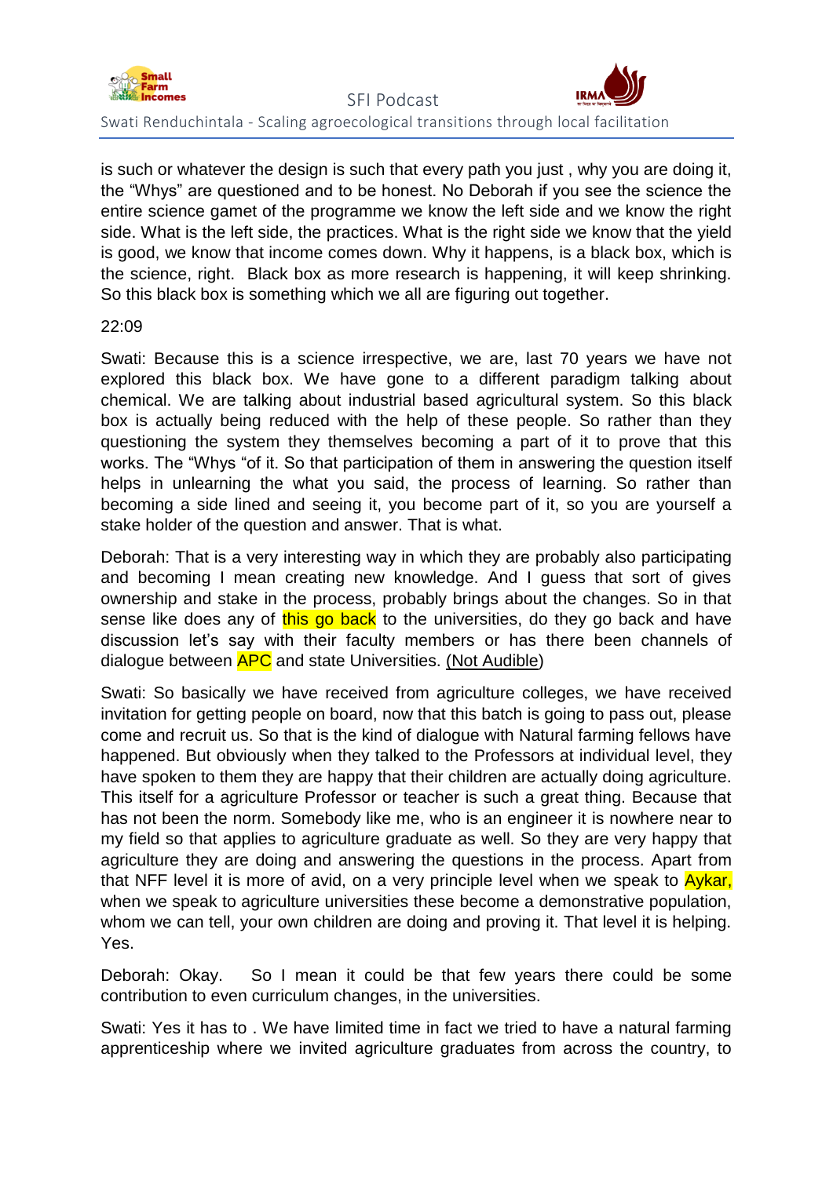is such or whatever the design is such that every path you just , why you are doing it, the "Whys" are questioned and to be honest. No Deborah if you see the science the entire science gamet of the programme we know the left side and we know the right side. What is the left side, the practices. What is the right side we know that the yield is good, we know that income comes down. Why it happens, is a black box, which is the science, right.  Black box as more research is happening, it will keep shrinking. So this black box is something which we all are figuring out together.

22:09

Swati: Because this is a science irrespective, we are, last 70 years we have not explored this black box. We have gone to a different paradigm talking about chemical. We are talking about industrial based agricultural system. So this black box is actually being reduced with the help of these people. So rather than they questioning the system they themselves becoming a part of it to prove that this works. The "Whys "of it. So that participation of them in answering the question itself helps in unlearning the what you said, the process of learning. So rather than becoming a side lined and seeing it, you become part of it, so you are yourself a stake holder of the question and answer. That is what.

Deborah: That is a very interesting way in which they are probably also participating and becoming I mean creating new knowledge. And I guess that sort of gives ownership and stake in the process, probably brings about the changes. So in that sense like does any of this go back to the universities, do they go back and have discussion let's say with their faculty members or has there been channels of dialogue between APC and state Universities. (Not Audible)

Swati: So basically we have received from agriculture colleges, we have received invitation for getting people on board, now that this batch is going to pass out, please come and recruit us. So that is the kind of dialogue with Natural farming fellows have happened. But obviously when they talked to the Professors at individual level, they have spoken to them they are happy that their children are actually doing agriculture. This itself for a agriculture Professor or teacher is such a great thing. Because that has not been the norm. Somebody like me, who is an engineer it is nowhere near to my field so that applies to agriculture graduate as well. So they are very happy that agriculture they are doing and answering the questions in the process. Apart from that NFF level it is more of avid, on a very principle level when we speak to Aykar, when we speak to agriculture universities these become a demonstrative population, whom we can tell, your own children are doing and proving it. That level it is helping. Yes.

Deborah: Okay.    So I mean it could be that few years there could be some contribution to even curriculum changes, in the universities.

Swati: Yes it has to . We have limited time in fact we tried to have a natural farming apprenticeship where we invited agriculture graduates from across the country, to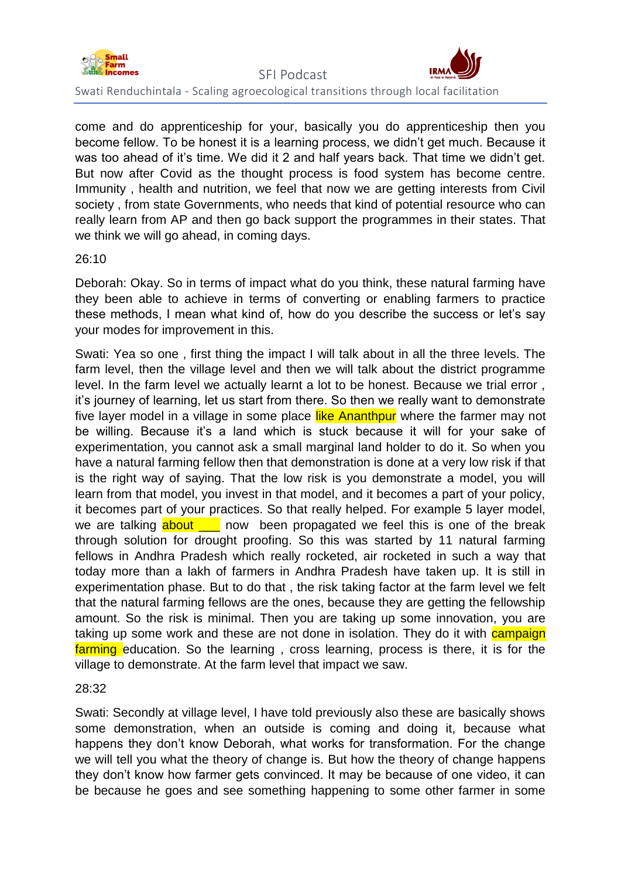come and do apprenticeship for your, basically you do apprenticeship then you become fellow. To be honest it is a learning process, we didn't get much. Because it was too ahead of it's time. We did it 2 and half years back. That time we didn't get. But now after Covid as the thought process is food system has become centre. Immunity , health and nutrition, we feel that now we are getting interests from Civil society , from state Governments, who needs that kind of potential resource who can really learn from AP and then go back support the programmes in their states. That we think we will go ahead, in coming days.

26:10

Deborah: Okay. So in terms of impact what do you think, these natural farming have they been able to achieve in terms of converting or enabling farmers to practice these methods, I mean what kind of, how do you describe the success or let's say your modes for improvement in this.

Swati: Yea so one , first thing the impact I will talk about in all the three levels. The farm level, then the village level and then we will talk about the district programme level. In the farm level we actually learnt a lot to be honest. Because we trial error , it's journey of learning, let us start from there. So then we really want to demonstrate five layer model in a village in some place like Ananthpur where the farmer may not be willing. Because it's a land which is stuck because it will for your sake of experimentation, you cannot ask a small marginal land holder to do it. So when you have a natural farming fellow then that demonstration is done at a very low risk if that is the right way of saying. That the low risk is you demonstrate a model, you will learn from that model, you invest in that model, and it becomes a part of your policy, it becomes part of your practices. So that really helped. For example 5 layer model, we are talking about ___ now been propagated we feel this is one of the break through solution for drought proofing. So this was started by 11 natural farming fellows in Andhra Pradesh which really rocketed, air rocketed in such a way that today more than a lakh of farmers in Andhra Pradesh have taken up. It is still in experimentation phase. But to do that , the risk taking factor at the farm level we felt that the natural farming fellows are the ones, because they are getting the fellowship amount. So the risk is minimal. Then you are taking up some innovation, you are taking up some work and these are not done in isolation. They do it with campaign farming education. So the learning , cross learning, process is there, it is for the village to demonstrate. At the farm level that impact we saw.

28:32

Swati: Secondly at village level, I have told previously also these are basically shows some demonstration, when an outside is coming and doing it, because what happens they don't know Deborah, what works for transformation. For the change we will tell you what the theory of change is. But how the theory of change happens they don't know how farmer gets convinced. It may be because of one video, it can be because he goes and see something happening to some other farmer in some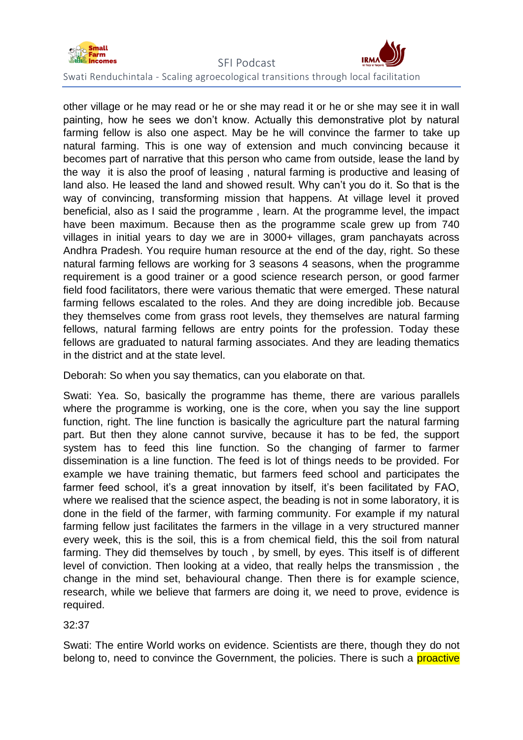other village or he may read or he or she may read it or he or she may see it in wall painting, how he sees we don't know. Actually this demonstrative plot by natural farming fellow is also one aspect. May be he will convince the farmer to take up natural farming. This is one way of extension and much convincing because it becomes part of narrative that this person who came from outside, lease the land by the way it is also the proof of leasing , natural farming is productive and leasing of land also. He leased the land and showed result. Why can't you do it. So that is the way of convincing, transforming mission that happens. At village level it proved beneficial, also as I said the programme , learn. At the programme level, the impact have been maximum. Because then as the programme scale grew up from 740 villages in initial years to day we are in 3000+ villages, gram panchayats across Andhra Pradesh. You require human resource at the end of the day, right. So these natural farming fellows are working for 3 seasons 4 seasons, when the programme requirement is a good trainer or a good science research person, or good farmer field food facilitators, there were various thematic that were emerged. These natural farming fellows escalated to the roles. And they are doing incredible job. Because they themselves come from grass root levels, they themselves are natural farming fellows, natural farming fellows are entry points for the profession. Today these fellows are graduated to natural farming associates. And they are leading thematics in the district and at the state level.

Deborah: So when you say thematics, can you elaborate on that.

Swati: Yea. So, basically the programme has theme, there are various parallels where the programme is working, one is the core, when you say the line support function, right. The line function is basically the agriculture part the natural farming part. But then they alone cannot survive, because it has to be fed, the support system has to feed this line function. So the changing of farmer to farmer dissemination is a line function. The feed is lot of things needs to be provided. For example we have training thematic, but farmers feed school and participates the farmer feed school, it's a great innovation by itself, it's been facilitated by FAO, where we realised that the science aspect, the beading is not in some laboratory, it is done in the field of the farmer, with farming community. For example if my natural farming fellow just facilitates the farmers in the village in a very structured manner every week, this is the soil, this is a from chemical field, this the soil from natural farming. They did themselves by touch , by smell, by eyes. This itself is of different level of conviction. Then looking at a video, that really helps the transmission , the change in the mind set, behavioural change. Then there is for example science, research, while we believe that farmers are doing it, we need to prove, evidence is required.

32:37

Swati: The entire World works on evidence. Scientists are there, though they do not belong to, need to convince the Government, the policies. There is such a proactive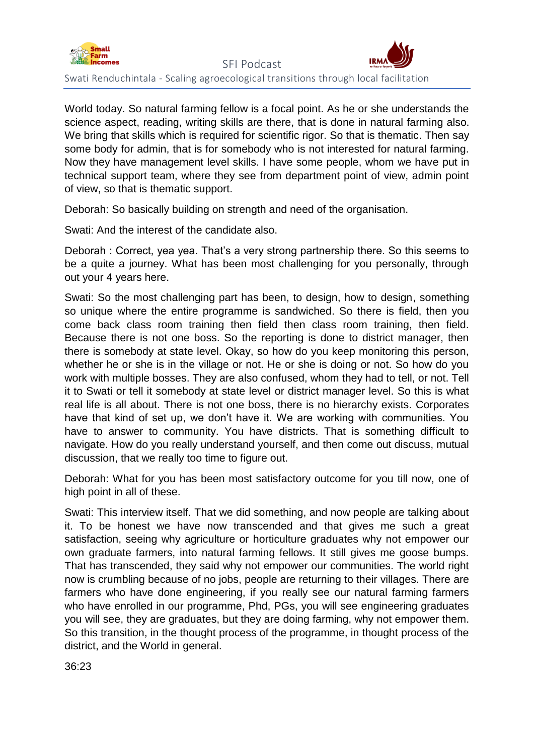World today. So natural farming fellow is a focal point. As he or she understands the science aspect, reading, writing skills are there, that is done in natural farming also. We bring that skills which is required for scientific rigor. So that is thematic. Then say some body for admin, that is for somebody who is not interested for natural farming. Now they have management level skills. I have some people, whom we have put in technical support team, where they see from department point of view, admin point of view, so that is thematic support.

Deborah: So basically building on strength and need of the organisation.

Swati: And the interest of the candidate also.

Deborah : Correct, yea yea. That's a very strong partnership there. So this seems to be a quite a journey. What has been most challenging for you personally, through out your 4 years here.

Swati: So the most challenging part has been, to design, how to design, something so unique where the entire programme is sandwiched. So there is field, then you come back class room training then field then class room training, then field. Because there is not one boss. So the reporting is done to district manager, then there is somebody at state level. Okay, so how do you keep monitoring this person, whether he or she is in the village or not. He or she is doing or not. So how do you work with multiple bosses. They are also confused, whom they had to tell, or not. Tell it to Swati or tell it somebody at state level or district manager level. So this is what real life is all about. There is not one boss, there is no hierarchy exists. Corporates have that kind of set up, we don't have it. We are working with communities. You have to answer to community. You have districts. That is something difficult to navigate. How do you really understand yourself, and then come out discuss, mutual discussion, that we really too time to figure out.

Deborah: What for you has been most satisfactory outcome for you till now, one of high point in all of these.

Swati: This interview itself. That we did something, and now people are talking about it. To be honest we have now transcended and that gives me such a great satisfaction, seeing why agriculture or horticulture graduates why not empower our own graduate farmers, into natural farming fellows. It still gives me goose bumps. That has transcended, they said why not empower our communities. The world right now is crumbling because of no jobs, people are returning to their villages. There are farmers who have done engineering, if you really see our natural farming farmers who have enrolled in our programme, Phd, PGs, you will see engineering graduates you will see, they are graduates, but they are doing farming, why not empower them. So this transition, in the thought process of the programme, in thought process of the district, and the World in general.

36:23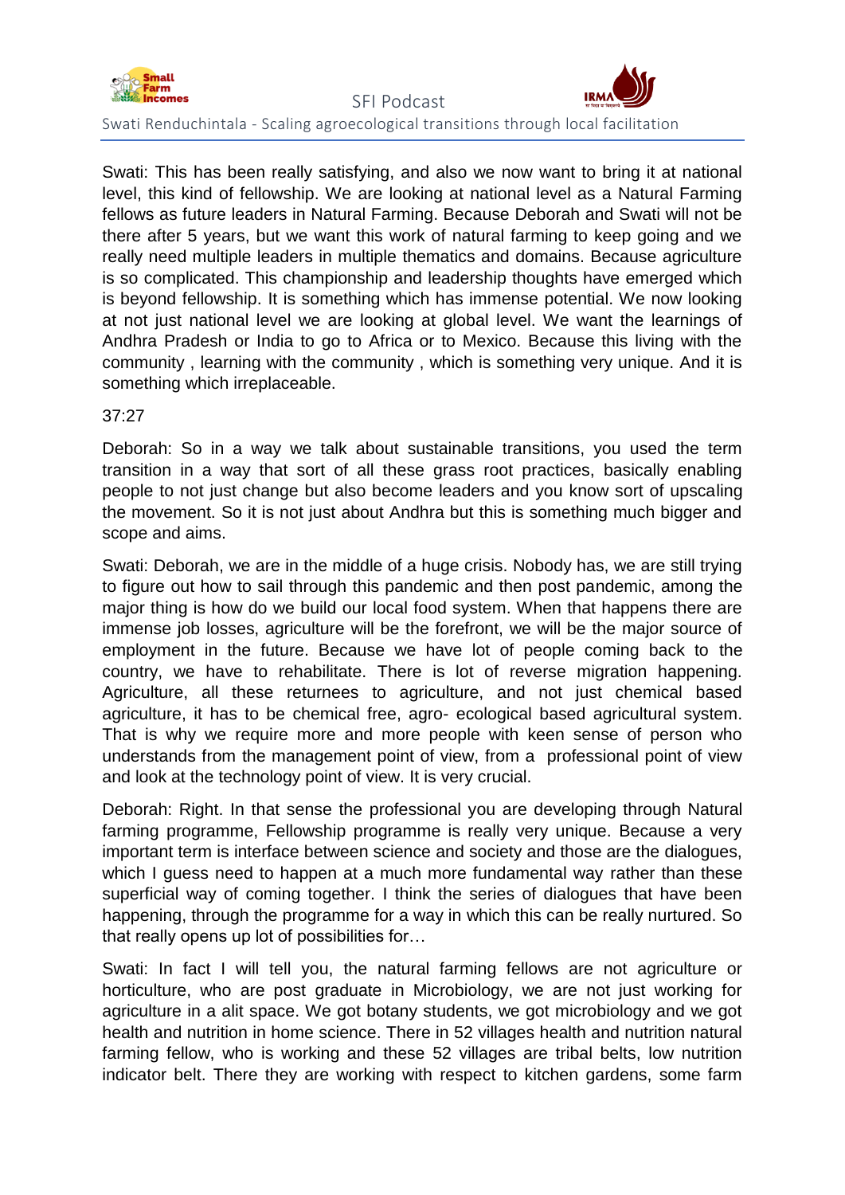Swati: This has been really satisfying, and also we now want to bring it at national level, this kind of fellowship. We are looking at national level as a Natural Farming fellows as future leaders in Natural Farming. Because Deborah and Swati will not be there after 5 years, but we want this work of natural farming to keep going and we really need multiple leaders in multiple thematics and domains. Because agriculture is so complicated. This championship and leadership thoughts have emerged which is beyond fellowship. It is something which has immense potential. We now looking at not just national level we are looking at global level. We want the learnings of Andhra Pradesh or India to go to Africa or to Mexico. Because this living with the community , learning with the community , which is something very unique. And it is something which irreplaceable.

37:27

Deborah: So in a way we talk about sustainable transitions, you used the term transition in a way that sort of all these grass root practices, basically enabling people to not just change but also become leaders and you know sort of upscaling the movement. So it is not just about Andhra but this is something much bigger and scope and aims.

Swati: Deborah, we are in the middle of a huge crisis. Nobody has, we are still trying to figure out how to sail through this pandemic and then post pandemic, among the major thing is how do we build our local food system. When that happens there are immense job losses, agriculture will be the forefront, we will be the major source of employment in the future. Because we have lot of people coming back to the country, we have to rehabilitate. There is lot of reverse migration happening. Agriculture, all these returnees to agriculture, and not just chemical based agriculture, it has to be chemical free, agro- ecological based agricultural system. That is why we require more and more people with keen sense of person who understands from the management point of view, from a professional point of view and look at the technology point of view. It is very crucial.

Deborah: Right. In that sense the professional you are developing through Natural farming programme, Fellowship programme is really very unique. Because a very important term is interface between science and society and those are the dialogues, which I guess need to happen at a much more fundamental way rather than these superficial way of coming together. I think the series of dialogues that have been happening, through the programme for a way in which this can be really nurtured. So that really opens up lot of possibilities for…

Swati: In fact I will tell you, the natural farming fellows are not agriculture or horticulture, who are post graduate in Microbiology, we are not just working for agriculture in a alit space. We got botany students, we got microbiology and we got health and nutrition in home science. There in 52 villages health and nutrition natural farming fellow, who is working and these 52 villages are tribal belts, low nutrition indicator belt. There they are working with respect to kitchen gardens, some farm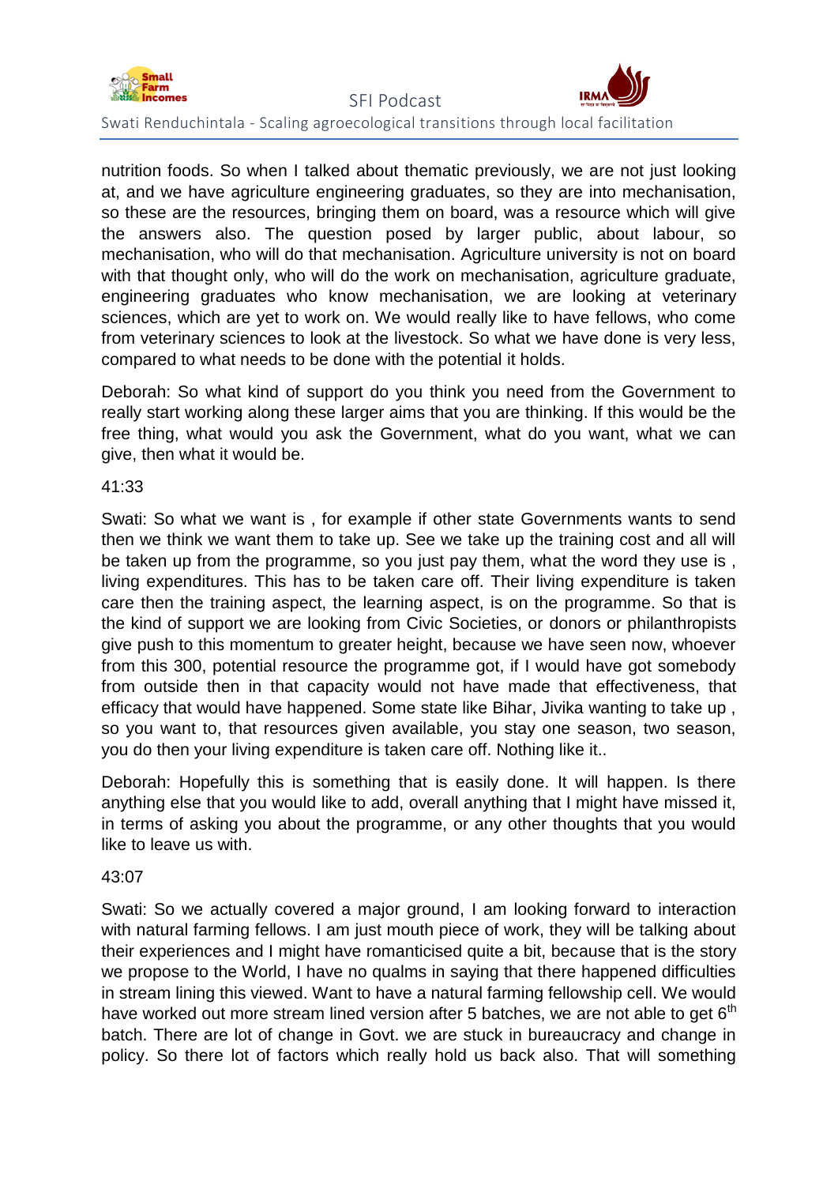nutrition foods. So when I talked about thematic previously, we are not just looking at, and we have agriculture engineering graduates, so they are into mechanisation, so these are the resources, bringing them on board, was a resource which will give the answers also. The question posed by larger public, about labour, so mechanisation, who will do that mechanisation. Agriculture university is not on board with that thought only, who will do the work on mechanisation, agriculture graduate, engineering graduates who know mechanisation, we are looking at veterinary sciences, which are yet to work on. We would really like to have fellows, who come from veterinary sciences to look at the livestock. So what we have done is very less, compared to what needs to be done with the potential it holds.

Deborah: So what kind of support do you think you need from the Government to really start working along these larger aims that you are thinking. If this would be the free thing, what would you ask the Government, what do you want, what we can give, then what it would be.

41:33

Swati: So what we want is , for example if other state Governments wants to send then we think we want them to take up. See we take up the training cost and all will be taken up from the programme, so you just pay them, what the word they use is , living expenditures. This has to be taken care off. Their living expenditure is taken care then the training aspect, the learning aspect, is on the programme. So that is the kind of support we are looking from Civic Societies, or donors or philanthropists give push to this momentum to greater height, because we have seen now, whoever from this 300, potential resource the programme got, if I would have got somebody from outside then in that capacity would not have made that effectiveness, that efficacy that would have happened. Some state like Bihar, Jivika wanting to take up , so you want to, that resources given available, you stay one season, two season, you do then your living expenditure is taken care off. Nothing like it..

Deborah: Hopefully this is something that is easily done. It will happen. Is there anything else that you would like to add, overall anything that I might have missed it, in terms of asking you about the programme, or any other thoughts that you would like to leave us with.

43:07

Swati: So we actually covered a major ground, I am looking forward to interaction with natural farming fellows. I am just mouth piece of work, they will be talking about their experiences and I might have romanticised quite a bit, because that is the story we propose to the World, I have no qualms in saying that there happened difficulties in stream lining this viewed. Want to have a natural farming fellowship cell. We would have worked out more stream lined version after 5 batches, we are not able to get 6th batch. There are lot of change in Govt. we are stuck in bureaucracy and change in policy. So there lot of factors which really hold us back also. That will something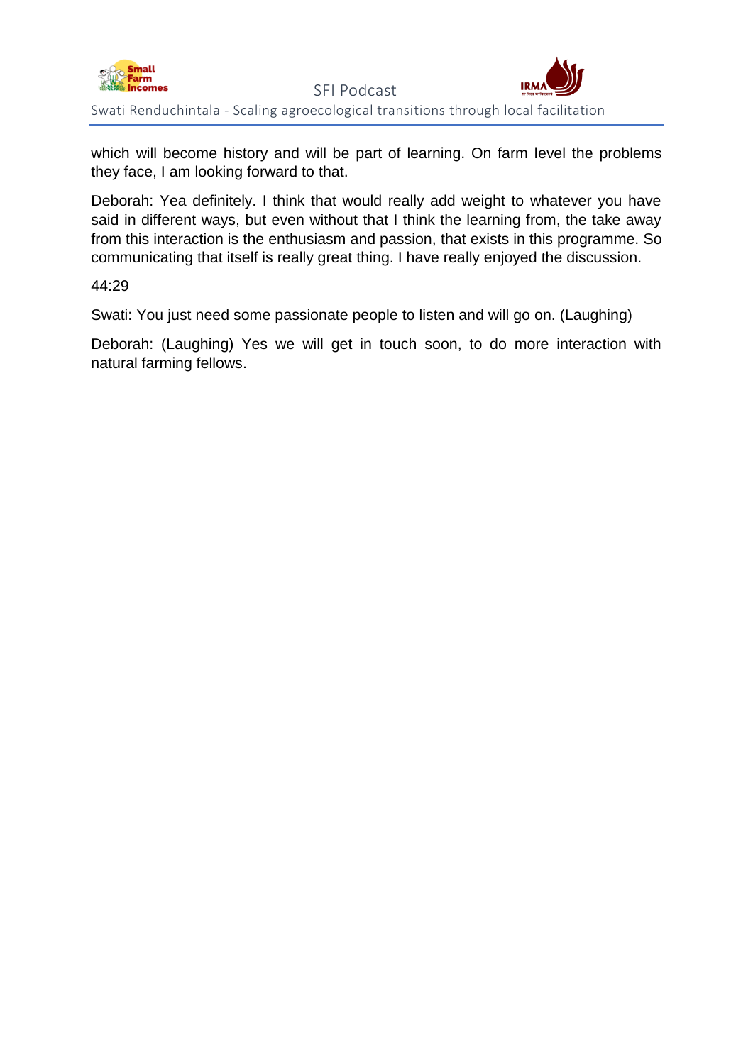which will become history and will be part of learning. On farm level the problems they face, I am looking forward to that.

Deborah: Yea definitely. I think that would really add weight to whatever you have said in different ways, but even without that I think the learning from, the take away from this interaction is the enthusiasm and passion, that exists in this programme. So communicating that itself is really great thing. I have really enjoyed the discussion.

44:29

Swati: You just need some passionate people to listen and will go on. (Laughing)

Deborah: (Laughing) Yes we will get in touch soon, to do more interaction with natural farming fellows.